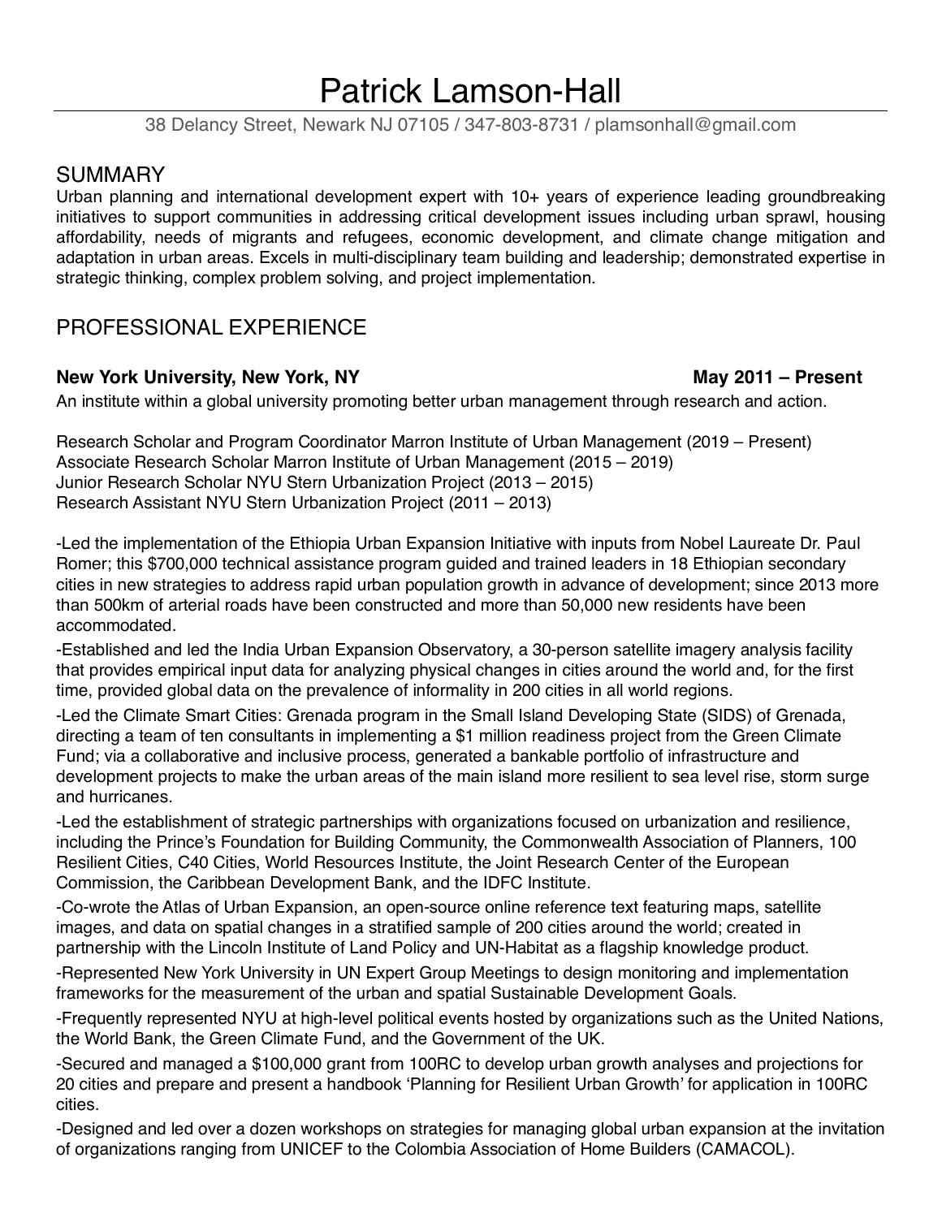# Patrick Lamson-Hall

38 Delancy Street, Newark NJ 07105 / 347-803-8731 / plamsonhall@gmail.com

## SUMMARY

Urban planning and international development expert with 10+ years of experience leading groundbreaking initiatives to support communities in addressing critical development issues including urban sprawl, housing affordability, needs of migrants and refugees, economic development, and climate change mitigation and adaptation in urban areas. Excels in multi-disciplinary team building and leadership; demonstrated expertise in strategic thinking, complex problem solving, and project implementation.

## PROFESSIONAL EXPERIENCE

**New York University, New York, NY** **May 2011 – Present**

An institute within a global university promoting better urban management through research and action.

Research Scholar and Program Coordinator Marron Institute of Urban Management (2019 – Present)
Associate Research Scholar Marron Institute of Urban Management (2015 – 2019)
Junior Research Scholar NYU Stern Urbanization Project (2013 – 2015)
Research Assistant NYU Stern Urbanization Project (2011 – 2013)

-Led the implementation of the Ethiopia Urban Expansion Initiative with inputs from Nobel Laureate Dr. Paul Romer; this $700,000 technical assistance program guided and trained leaders in 18 Ethiopian secondary cities in new strategies to address rapid urban population growth in advance of development; since 2013 more than 500km of arterial roads have been constructed and more than 50,000 new residents have been accommodated.

-Established and led the India Urban Expansion Observatory, a 30-person satellite imagery analysis facility that provides empirical input data for analyzing physical changes in cities around the world and, for the first time, provided global data on the prevalence of informality in 200 cities in all world regions.

-Led the Climate Smart Cities: Grenada program in the Small Island Developing State (SIDS) of Grenada, directing a team of ten consultants in implementing a $1 million readiness project from the Green Climate Fund; via a collaborative and inclusive process, generated a bankable portfolio of infrastructure and development projects to make the urban areas of the main island more resilient to sea level rise, storm surge and hurricanes.

-Led the establishment of strategic partnerships with organizations focused on urbanization and resilience, including the Prince's Foundation for Building Community, the Commonwealth Association of Planners, 100 Resilient Cities, C40 Cities, World Resources Institute, the Joint Research Center of the European Commission, the Caribbean Development Bank, and the IDFC Institute.

-Co-wrote the Atlas of Urban Expansion, an open-source online reference text featuring maps, satellite images, and data on spatial changes in a stratified sample of 200 cities around the world; created in partnership with the Lincoln Institute of Land Policy and UN-Habitat as a flagship knowledge product.

-Represented New York University in UN Expert Group Meetings to design monitoring and implementation frameworks for the measurement of the urban and spatial Sustainable Development Goals.

-Frequently represented NYU at high-level political events hosted by organizations such as the United Nations, the World Bank, the Green Climate Fund, and the Government of the UK.

-Secured and managed a $100,000 grant from 100RC to develop urban growth analyses and projections for 20 cities and prepare and present a handbook 'Planning for Resilient Urban Growth' for application in 100RC cities.

-Designed and led over a dozen workshops on strategies for managing global urban expansion at the invitation of organizations ranging from UNICEF to the Colombia Association of Home Builders (CAMACOL).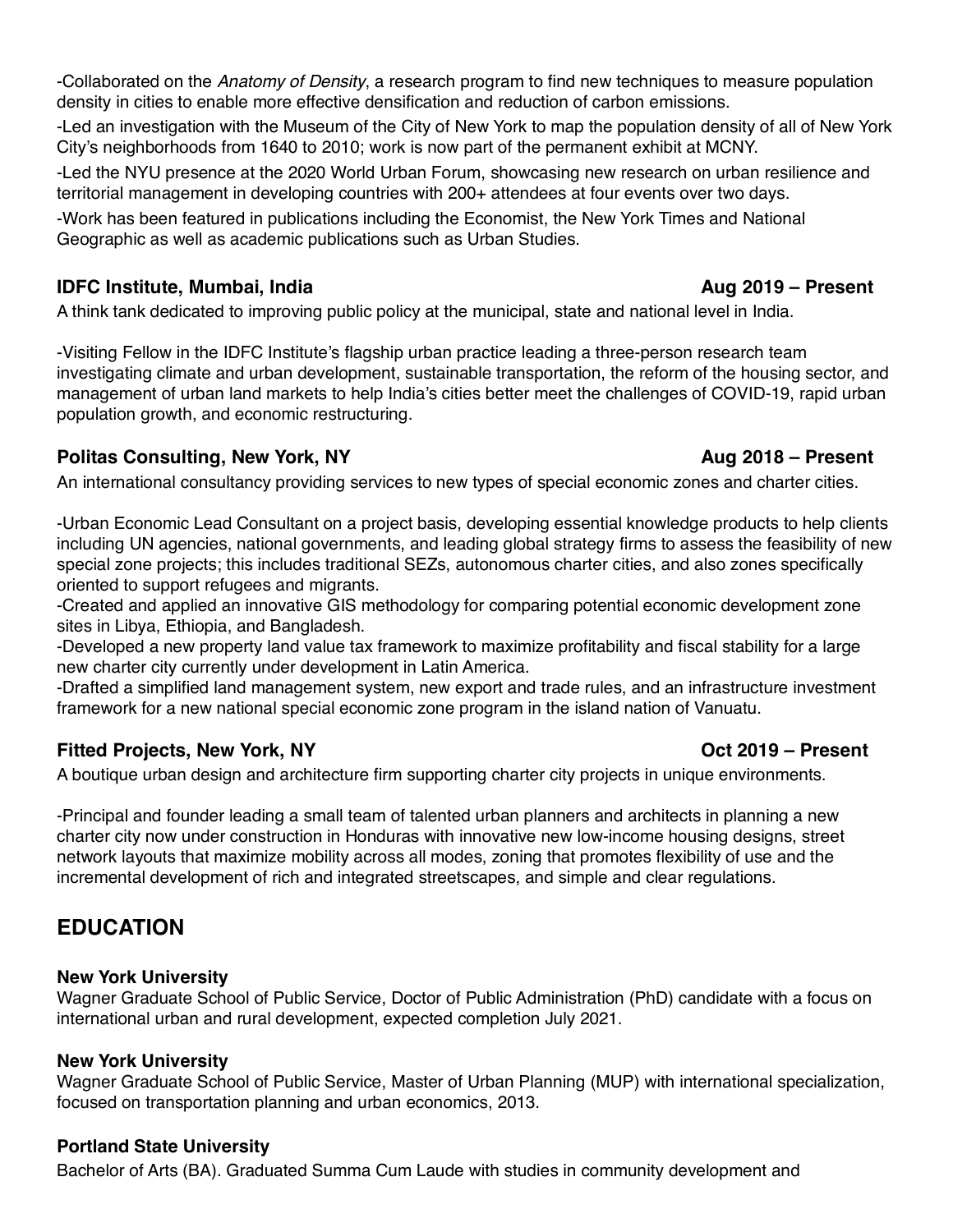-Collaborated on the *Anatomy of Density*, a research program to find new techniques to measure population density in cities to enable more effective densification and reduction of carbon emissions.

-Led an investigation with the Museum of the City of New York to map the population density of all of New York City's neighborhoods from 1640 to 2010; work is now part of the permanent exhibit at MCNY.

-Led the NYU presence at the 2020 World Urban Forum, showcasing new research on urban resilience and territorial management in developing countries with 200+ attendees at four events over two days.

-Work has been featured in publications including the Economist, the New York Times and National Geographic as well as academic publications such as Urban Studies.

**IDFC Institute, Mumbai, India** **Aug 2019 – Present**

A think tank dedicated to improving public policy at the municipal, state and national level in India.

-Visiting Fellow in the IDFC Institute's flagship urban practice leading a three-person research team investigating climate and urban development, sustainable transportation, the reform of the housing sector, and management of urban land markets to help India's cities better meet the challenges of COVID-19, rapid urban population growth, and economic restructuring.

**Politas Consulting, New York, NY** **Aug 2018 – Present**

An international consultancy providing services to new types of special economic zones and charter cities.

-Urban Economic Lead Consultant on a project basis, developing essential knowledge products to help clients including UN agencies, national governments, and leading global strategy firms to assess the feasibility of new special zone projects; this includes traditional SEZs, autonomous charter cities, and also zones specifically oriented to support refugees and migrants.
-Created and applied an innovative GIS methodology for comparing potential economic development zone sites in Libya, Ethiopia, and Bangladesh.
-Developed a new property land value tax framework to maximize profitability and fiscal stability for a large new charter city currently under development in Latin America.
-Drafted a simplified land management system, new export and trade rules, and an infrastructure investment framework for a new national special economic zone program in the island nation of Vanuatu.

**Fitted Projects, New York, NY** **Oct 2019 – Present**

A boutique urban design and architecture firm supporting charter city projects in unique environments.

-Principal and founder leading a small team of talented urban planners and architects in planning a new charter city now under construction in Honduras with innovative new low-income housing designs, street network layouts that maximize mobility across all modes, zoning that promotes flexibility of use and the incremental development of rich and integrated streetscapes, and simple and clear regulations.

## EDUCATION

**New York University**
Wagner Graduate School of Public Service, Doctor of Public Administration (PhD) candidate with a focus on international urban and rural development, expected completion July 2021.

**New York University**
Wagner Graduate School of Public Service, Master of Urban Planning (MUP) with international specialization, focused on transportation planning and urban economics, 2013.

**Portland State University**
Bachelor of Arts (BA). Graduated Summa Cum Laude with studies in community development and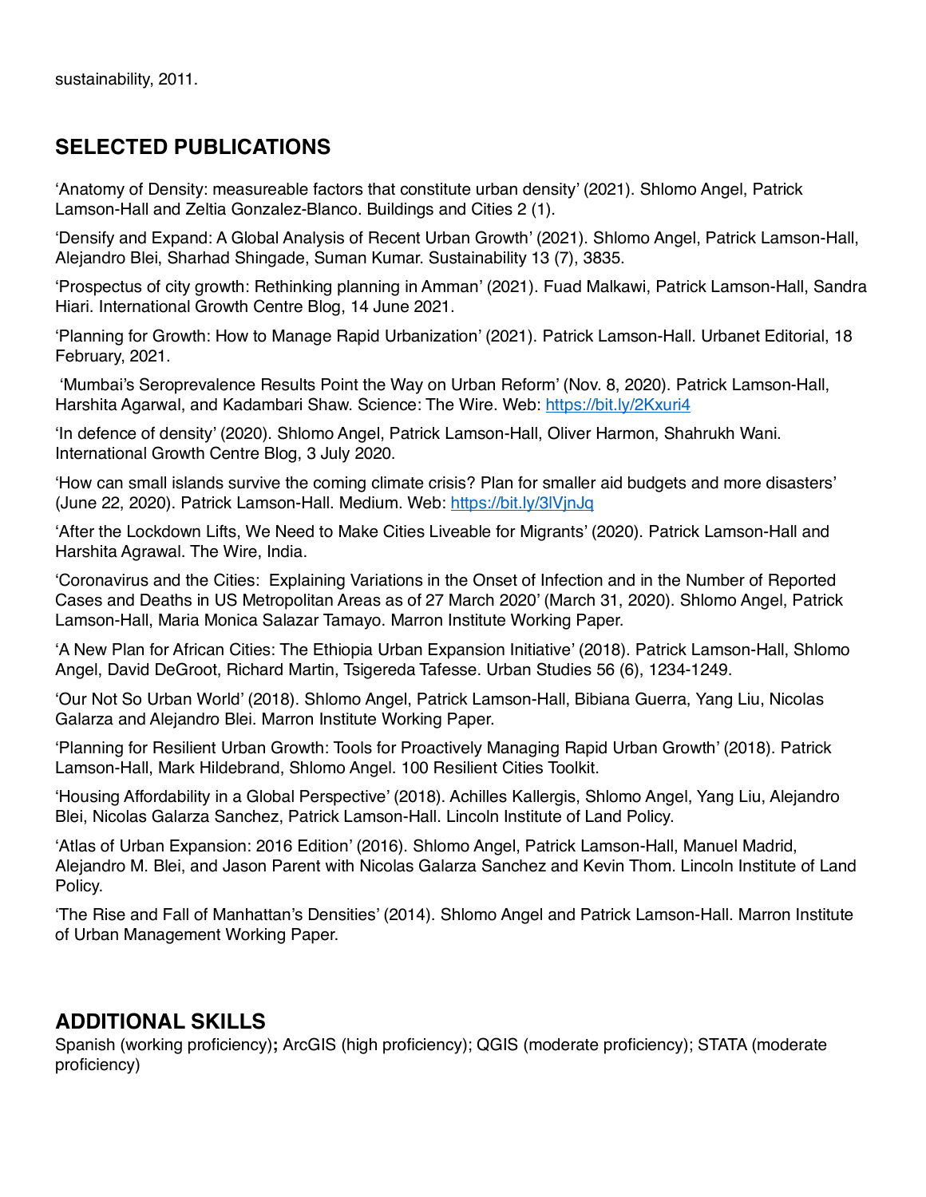sustainability, 2011.

## SELECTED PUBLICATIONS

'Anatomy of Density: measureable factors that constitute urban density' (2021). Shlomo Angel, Patrick Lamson-Hall and Zeltia Gonzalez-Blanco. Buildings and Cities 2 (1).

'Densify and Expand: A Global Analysis of Recent Urban Growth' (2021). Shlomo Angel, Patrick Lamson-Hall, Alejandro Blei, Sharhad Shingade, Suman Kumar. Sustainability 13 (7), 3835.

'Prospectus of city growth: Rethinking planning in Amman' (2021). Fuad Malkawi, Patrick Lamson-Hall, Sandra Hiari. International Growth Centre Blog, 14 June 2021.

'Planning for Growth: How to Manage Rapid Urbanization' (2021). Patrick Lamson-Hall. Urbanet Editorial, 18 February, 2021.

'Mumbai's Seroprevalence Results Point the Way on Urban Reform' (Nov. 8, 2020). Patrick Lamson-Hall, Harshita Agarwal, and Kadambari Shaw. Science: The Wire. Web: https://bit.ly/2Kxuri4

'In defence of density' (2020). Shlomo Angel, Patrick Lamson-Hall, Oliver Harmon, Shahrukh Wani. International Growth Centre Blog, 3 July 2020.

'How can small islands survive the coming climate crisis? Plan for smaller aid budgets and more disasters' (June 22, 2020). Patrick Lamson-Hall. Medium. Web: https://bit.ly/3lVjnJq

'After the Lockdown Lifts, We Need to Make Cities Liveable for Migrants' (2020). Patrick Lamson-Hall and Harshita Agrawal. The Wire, India.

'Coronavirus and the Cities: Explaining Variations in the Onset of Infection and in the Number of Reported Cases and Deaths in US Metropolitan Areas as of 27 March 2020' (March 31, 2020). Shlomo Angel, Patrick Lamson-Hall, Maria Monica Salazar Tamayo. Marron Institute Working Paper.

'A New Plan for African Cities: The Ethiopia Urban Expansion Initiative' (2018). Patrick Lamson-Hall, Shlomo Angel, David DeGroot, Richard Martin, Tsigereda Tafesse. Urban Studies 56 (6), 1234-1249.

'Our Not So Urban World' (2018). Shlomo Angel, Patrick Lamson-Hall, Bibiana Guerra, Yang Liu, Nicolas Galarza and Alejandro Blei. Marron Institute Working Paper.

'Planning for Resilient Urban Growth: Tools for Proactively Managing Rapid Urban Growth' (2018). Patrick Lamson-Hall, Mark Hildebrand, Shlomo Angel. 100 Resilient Cities Toolkit.

'Housing Affordability in a Global Perspective' (2018). Achilles Kallergis, Shlomo Angel, Yang Liu, Alejandro Blei, Nicolas Galarza Sanchez, Patrick Lamson-Hall. Lincoln Institute of Land Policy.

'Atlas of Urban Expansion: 2016 Edition' (2016). Shlomo Angel, Patrick Lamson-Hall, Manuel Madrid, Alejandro M. Blei, and Jason Parent with Nicolas Galarza Sanchez and Kevin Thom. Lincoln Institute of Land Policy.

'The Rise and Fall of Manhattan's Densities' (2014). Shlomo Angel and Patrick Lamson-Hall. Marron Institute of Urban Management Working Paper.

## ADDITIONAL SKILLS

Spanish (working proficiency); ArcGIS (high proficiency); QGIS (moderate proficiency); STATA (moderate proficiency)